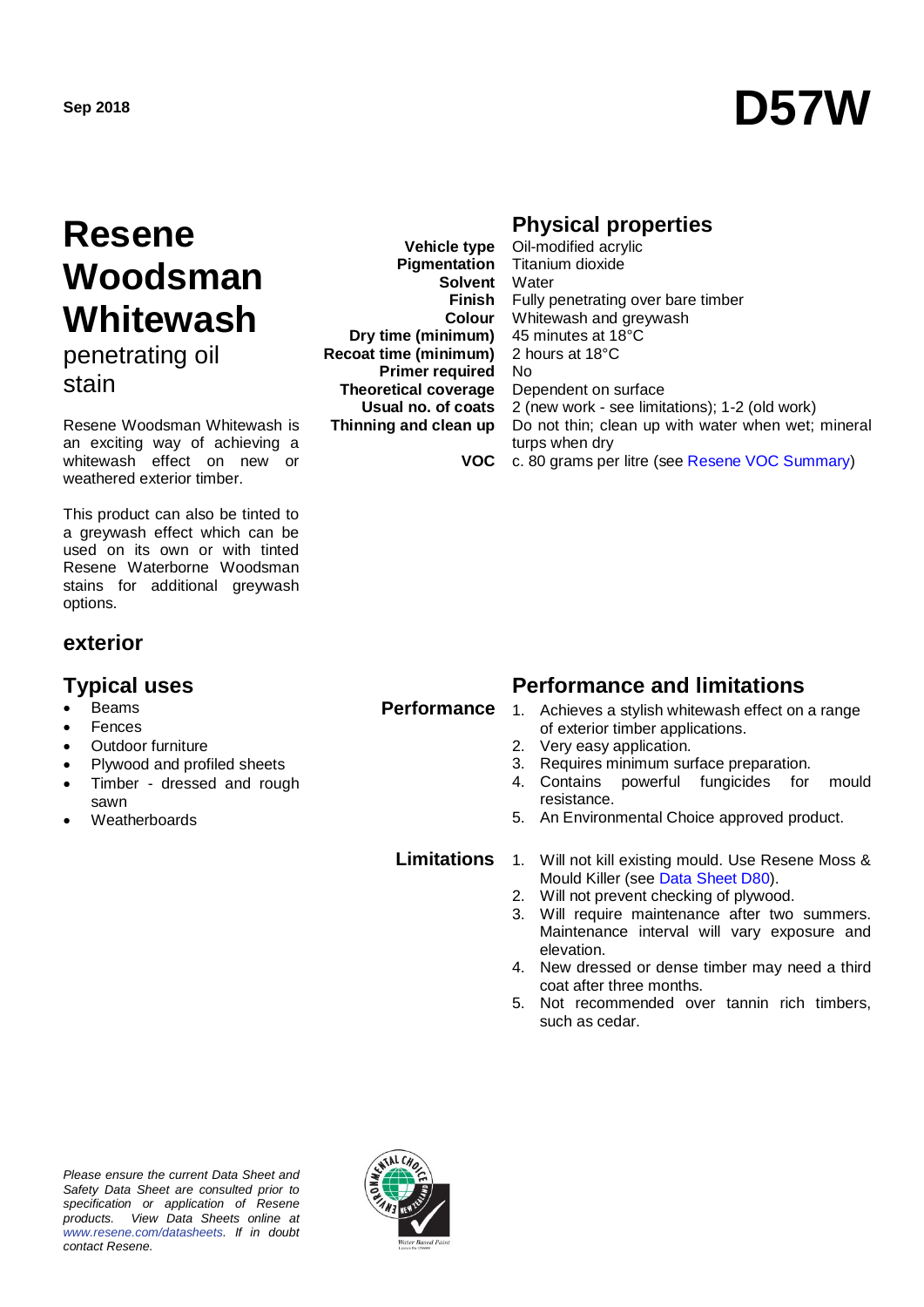Sep 2018

# D57W

# Resene Woodsman Whitewash

penetrating oil stain

Resene Woodsman Whitewash is an exciting way of achieving a whitewash effect on new or weathered exterior timber.

This product can also be tinted to a greywash effect which can be used on its own or with tinted Resene Waterborne Woodsman stains for additional greywash options.

### exterior

## Physical properties

| | |
|---|---|
| **Vehicle type** | Oil-modified acrylic |
| **Pigmentation** | Titanium dioxide |
| **Solvent** | Water |
| **Finish** | Fully penetrating over bare timber |
| **Colour** | Whitewash and greywash |
| **Dry time (minimum)** | 45 minutes at 18°C |
| **Recoat time (minimum)** | 2 hours at 18°C |
| **Primer required** | No |
| **Theoretical coverage** | Dependent on surface |
| **Usual no. of coats** | 2 (new work - see limitations); 1-2 (old work) |
| **Thinning and clean up** | Do not thin; clean up with water when wet; mineral turps when dry |
| **VOC** | c. 80 grams per litre (see Resene VOC Summary) |

## Typical uses

- Beams
- Fences
- Outdoor furniture
- Plywood and profiled sheets
- Timber - dressed and rough sawn
- Weatherboards

## Performance and limitations

### Performance

1. Achieves a stylish whitewash effect on a range of exterior timber applications.
2. Very easy application.
3. Requires minimum surface preparation.
4. Contains powerful fungicides for mould resistance.
5. An Environmental Choice approved product.

### Limitations

1. Will not kill existing mould. Use Resene Moss & Mould Killer (see Data Sheet D80).
2. Will not prevent checking of plywood.
3. Will require maintenance after two summers. Maintenance interval will vary exposure and elevation.
4. New dressed or dense timber may need a third coat after three months.
5. Not recommended over tannin rich timbers, such as cedar.

*Please ensure the current Data Sheet and Safety Data Sheet are consulted prior to specification or application of Resene products. View Data Sheets online at www.resene.com/datasheets. If in doubt contact Resene.*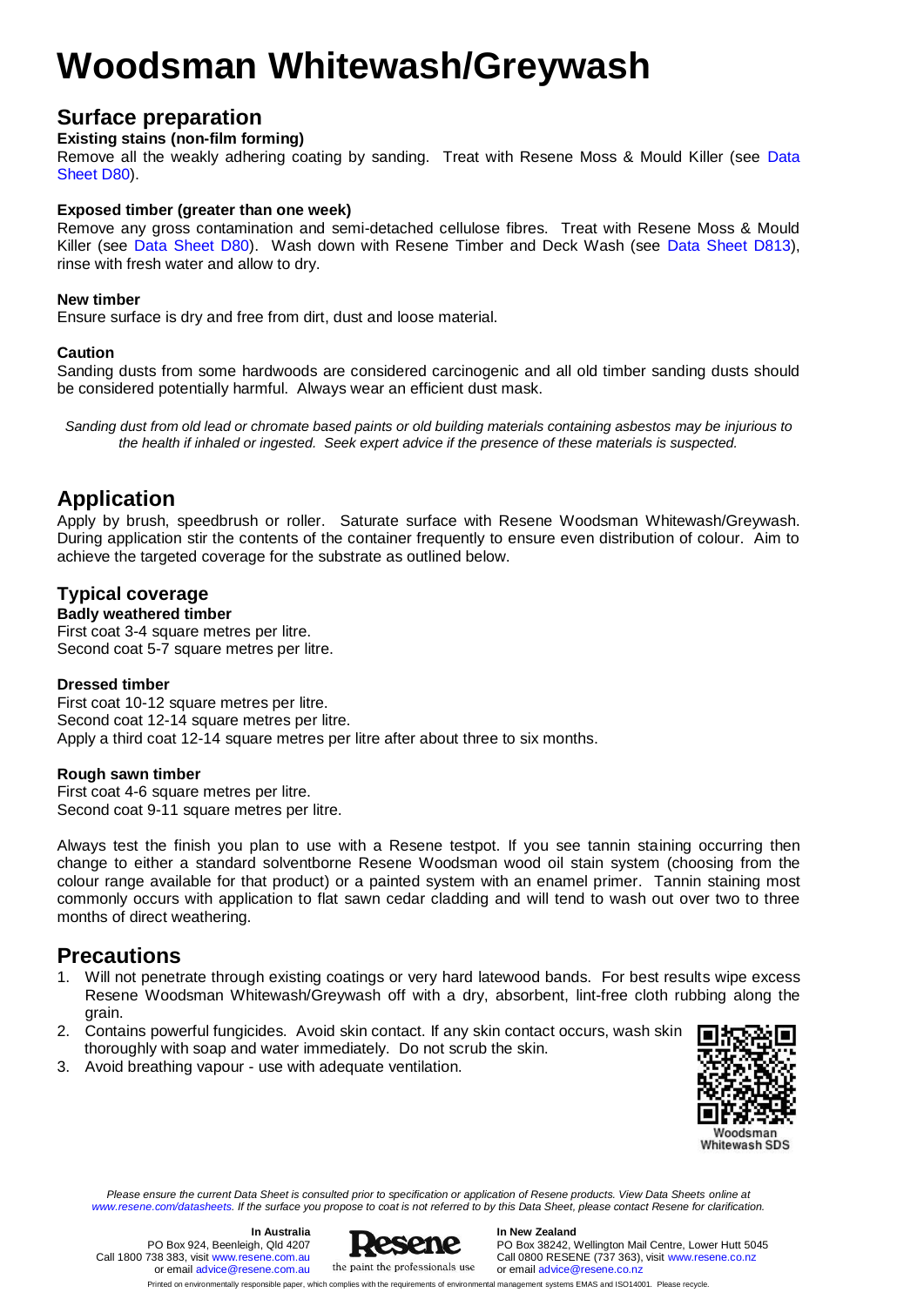# Woodsman Whitewash/Greywash

## Surface preparation

**Existing stains (non-film forming)**

Remove all the weakly adhering coating by sanding. Treat with Resene Moss & Mould Killer (see Data Sheet D80).

**Exposed timber (greater than one week)**

Remove any gross contamination and semi-detached cellulose fibres. Treat with Resene Moss & Mould Killer (see Data Sheet D80). Wash down with Resene Timber and Deck Wash (see Data Sheet D813), rinse with fresh water and allow to dry.

**New timber**

Ensure surface is dry and free from dirt, dust and loose material.

**Caution**

Sanding dusts from some hardwoods are considered carcinogenic and all old timber sanding dusts should be considered potentially harmful. Always wear an efficient dust mask.

*Sanding dust from old lead or chromate based paints or old building materials containing asbestos may be injurious to the health if inhaled or ingested. Seek expert advice if the presence of these materials is suspected.*

## Application

Apply by brush, speedbrush or roller. Saturate surface with Resene Woodsman Whitewash/Greywash. During application stir the contents of the container frequently to ensure even distribution of colour. Aim to achieve the targeted coverage for the substrate as outlined below.

## Typical coverage

**Badly weathered timber**

First coat 3-4 square metres per litre.
Second coat 5-7 square metres per litre.

**Dressed timber**

First coat 10-12 square metres per litre.
Second coat 12-14 square metres per litre.
Apply a third coat 12-14 square metres per litre after about three to six months.

**Rough sawn timber**

First coat 4-6 square metres per litre.
Second coat 9-11 square metres per litre.

Always test the finish you plan to use with a Resene testpot. If you see tannin staining occurring then change to either a standard solventborne Resene Woodsman wood oil stain system (choosing from the colour range available for that product) or a painted system with an enamel primer. Tannin staining most commonly occurs with application to flat sawn cedar cladding and will tend to wash out over two to three months of direct weathering.

## Precautions

1. Will not penetrate through existing coatings or very hard latewood bands. For best results wipe excess Resene Woodsman Whitewash/Greywash off with a dry, absorbent, lint-free cloth rubbing along the grain.
2. Contains powerful fungicides. Avoid skin contact. If any skin contact occurs, wash skin thoroughly with soap and water immediately. Do not scrub the skin.
3. Avoid breathing vapour - use with adequate ventilation.

Woodsman Whitewash SDS

*Please ensure the current Data Sheet is consulted prior to specification or application of Resene products. View Data Sheets online at www.resene.com/datasheets. If the surface you propose to coat is not referred to by this Data Sheet, please contact Resene for clarification.*

**In Australia**
PO Box 924, Beenleigh, Qld 4207
Call 1800 738 383, visit www.resene.com.au
or email advice@resene.com.au

Resene
the paint the professionals use

**In New Zealand**
PO Box 38242, Wellington Mail Centre, Lower Hutt 5045
Call 0800 RESENE (737 363), visit www.resene.co.nz
or email advice@resene.co.nz

Printed on environmentally responsible paper, which complies with the requirements of environmental management systems EMAS and ISO14001. Please recycle.